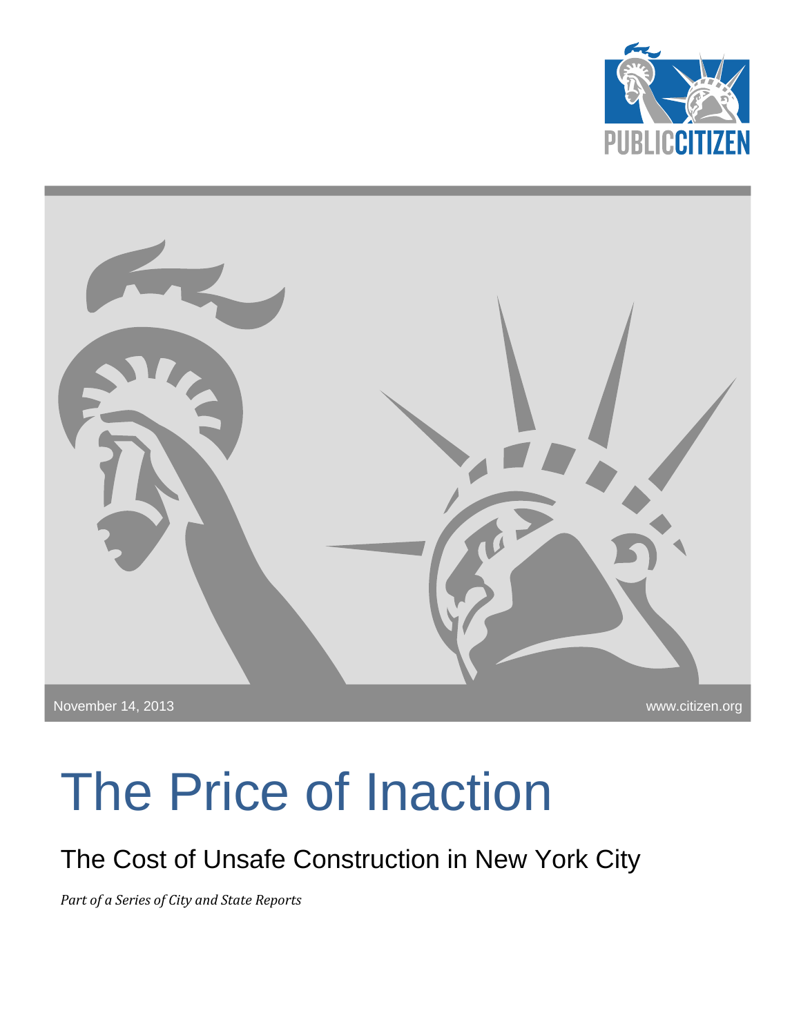PUBLIC CITIZEN

November 14, 2013

www.citizen.org

# The Price of Inaction

## The Cost of Unsafe Construction in New York City

*Part of a Series of City and State Reports*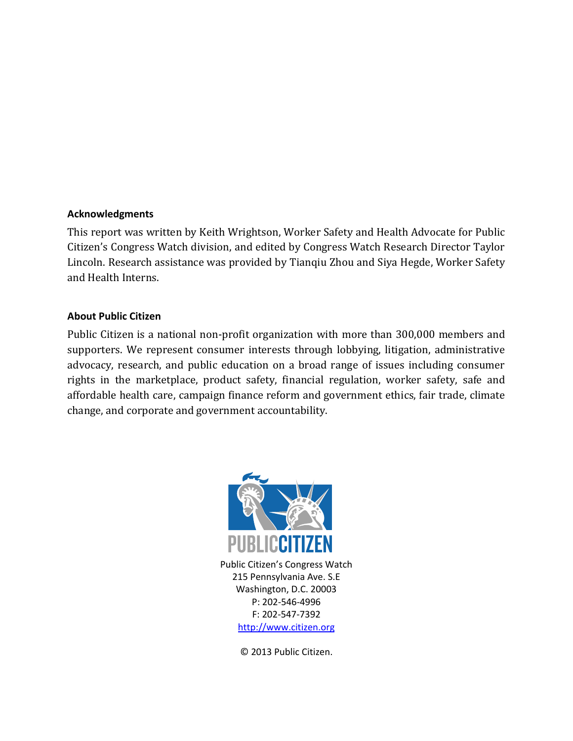**Acknowledgments**

This report was written by Keith Wrightson, Worker Safety and Health Advocate for Public Citizen's Congress Watch division, and edited by Congress Watch Research Director Taylor Lincoln. Research assistance was provided by Tianqiu Zhou and Siya Hegde, Worker Safety and Health Interns.

**About Public Citizen**

Public Citizen is a national non-profit organization with more than 300,000 members and supporters. We represent consumer interests through lobbying, litigation, administrative advocacy, research, and public education on a broad range of issues including consumer rights in the marketplace, product safety, financial regulation, worker safety, safe and affordable health care, campaign finance reform and government ethics, fair trade, climate change, and corporate and government accountability.

PUBLIC CITIZEN

Public Citizen's Congress Watch
215 Pennsylvania Ave. S.E
Washington, D.C. 20003
P: 202-546-4996
F: 202-547-7392
http://www.citizen.org

© 2013 Public Citizen.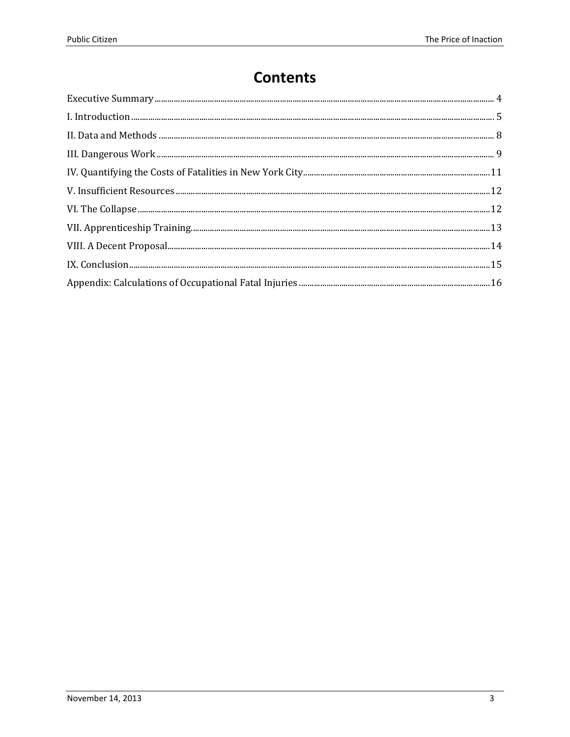# Contents

Executive Summary ..... 4

I. Introduction ..... 5

II. Data and Methods ..... 8

III. Dangerous Work ..... 9

IV. Quantifying the Costs of Fatalities in New York City ..... 11

V. Insufficient Resources ..... 12

VI. The Collapse ..... 12

VII. Apprenticeship Training ..... 13

VIII. A Decent Proposal ..... 14

IX. Conclusion ..... 15

Appendix: Calculations of Occupational Fatal Injuries ..... 16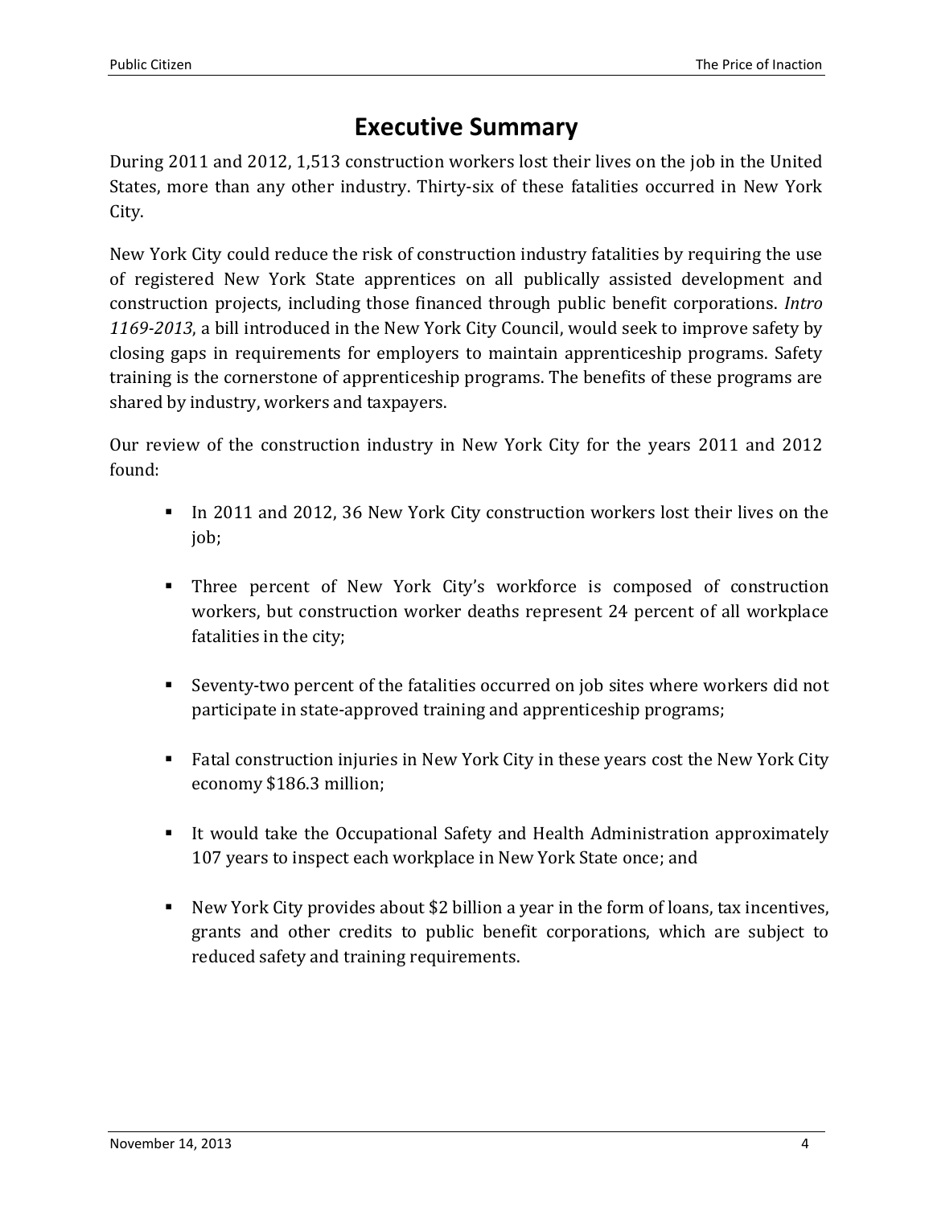# Executive Summary

During 2011 and 2012, 1,513 construction workers lost their lives on the job in the United States, more than any other industry. Thirty-six of these fatalities occurred in New York City.

New York City could reduce the risk of construction industry fatalities by requiring the use of registered New York State apprentices on all publically assisted development and construction projects, including those financed through public benefit corporations. *Intro 1169-2013*, a bill introduced in the New York City Council, would seek to improve safety by closing gaps in requirements for employers to maintain apprenticeship programs. Safety training is the cornerstone of apprenticeship programs. The benefits of these programs are shared by industry, workers and taxpayers.

Our review of the construction industry in New York City for the years 2011 and 2012 found:

- In 2011 and 2012, 36 New York City construction workers lost their lives on the job;
- Three percent of New York City's workforce is composed of construction workers, but construction worker deaths represent 24 percent of all workplace fatalities in the city;
- Seventy-two percent of the fatalities occurred on job sites where workers did not participate in state-approved training and apprenticeship programs;
- Fatal construction injuries in New York City in these years cost the New York City economy $186.3 million;
- It would take the Occupational Safety and Health Administration approximately 107 years to inspect each workplace in New York State once; and
- New York City provides about $2 billion a year in the form of loans, tax incentives, grants and other credits to public benefit corporations, which are subject to reduced safety and training requirements.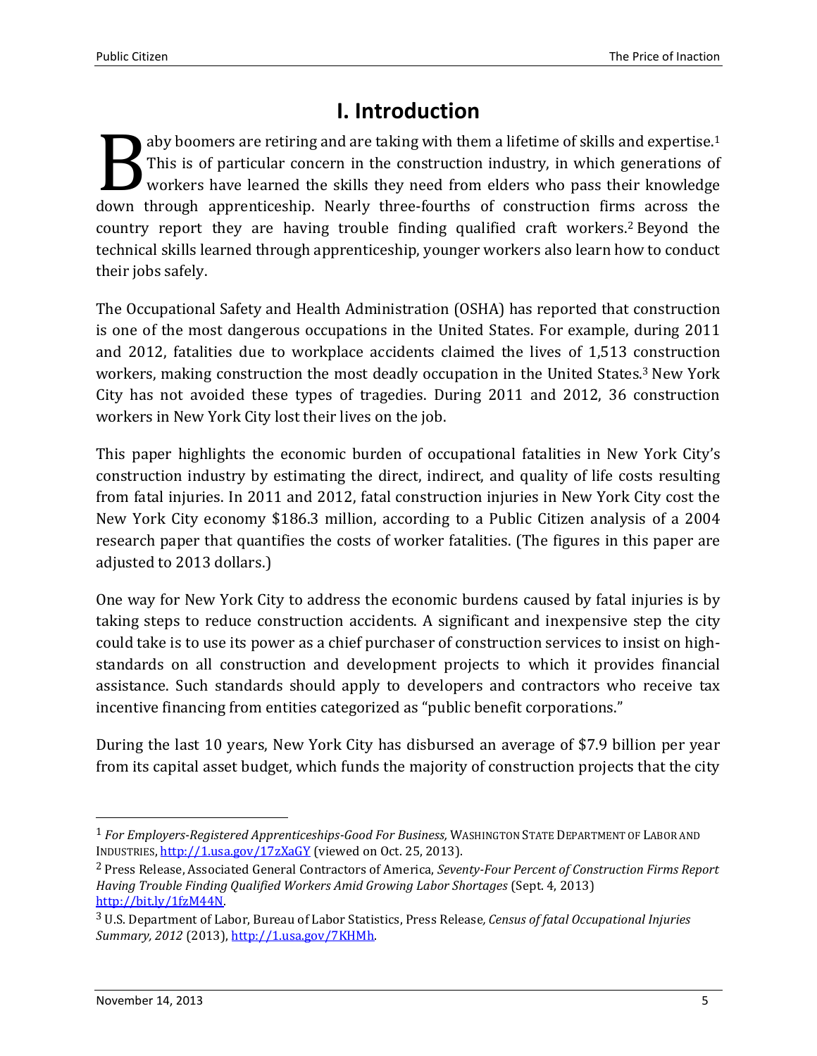# I. Introduction

Baby boomers are retiring and are taking with them a lifetime of skills and expertise.[1] This is of particular concern in the construction industry, in which generations of workers have learned the skills they need from elders who pass their knowledge down through apprenticeship. Nearly three-fourths of construction firms across the country report they are having trouble finding qualified craft workers.[2] Beyond the technical skills learned through apprenticeship, younger workers also learn how to conduct their jobs safely.

The Occupational Safety and Health Administration (OSHA) has reported that construction is one of the most dangerous occupations in the United States. For example, during 2011 and 2012, fatalities due to workplace accidents claimed the lives of 1,513 construction workers, making construction the most deadly occupation in the United States.[3] New York City has not avoided these types of tragedies. During 2011 and 2012, 36 construction workers in New York City lost their lives on the job.

This paper highlights the economic burden of occupational fatalities in New York City's construction industry by estimating the direct, indirect, and quality of life costs resulting from fatal injuries. In 2011 and 2012, fatal construction injuries in New York City cost the New York City economy $186.3 million, according to a Public Citizen analysis of a 2004 research paper that quantifies the costs of worker fatalities. (The figures in this paper are adjusted to 2013 dollars.)

One way for New York City to address the economic burdens caused by fatal injuries is by taking steps to reduce construction accidents. A significant and inexpensive step the city could take is to use its power as a chief purchaser of construction services to insist on high-standards on all construction and development projects to which it provides financial assistance. Such standards should apply to developers and contractors who receive tax incentive financing from entities categorized as "public benefit corporations."

During the last 10 years, New York City has disbursed an average of $7.9 billion per year from its capital asset budget, which funds the majority of construction projects that the city

---

[1] *For Employers-Registered Apprenticeships-Good For Business,* WASHINGTON STATE DEPARTMENT OF LABOR AND INDUSTRIES, http://1.usa.gov/17zXaGY (viewed on Oct. 25, 2013).

[2] Press Release, Associated General Contractors of America, *Seventy-Four Percent of Construction Firms Report Having Trouble Finding Qualified Workers Amid Growing Labor Shortages* (Sept. 4, 2013) http://bit.ly/1fzM44N.

[3] U.S. Department of Labor, Bureau of Labor Statistics, Press Release*, Census of fatal Occupational Injuries Summary, 2012* (2013), http://1.usa.gov/7KHMh.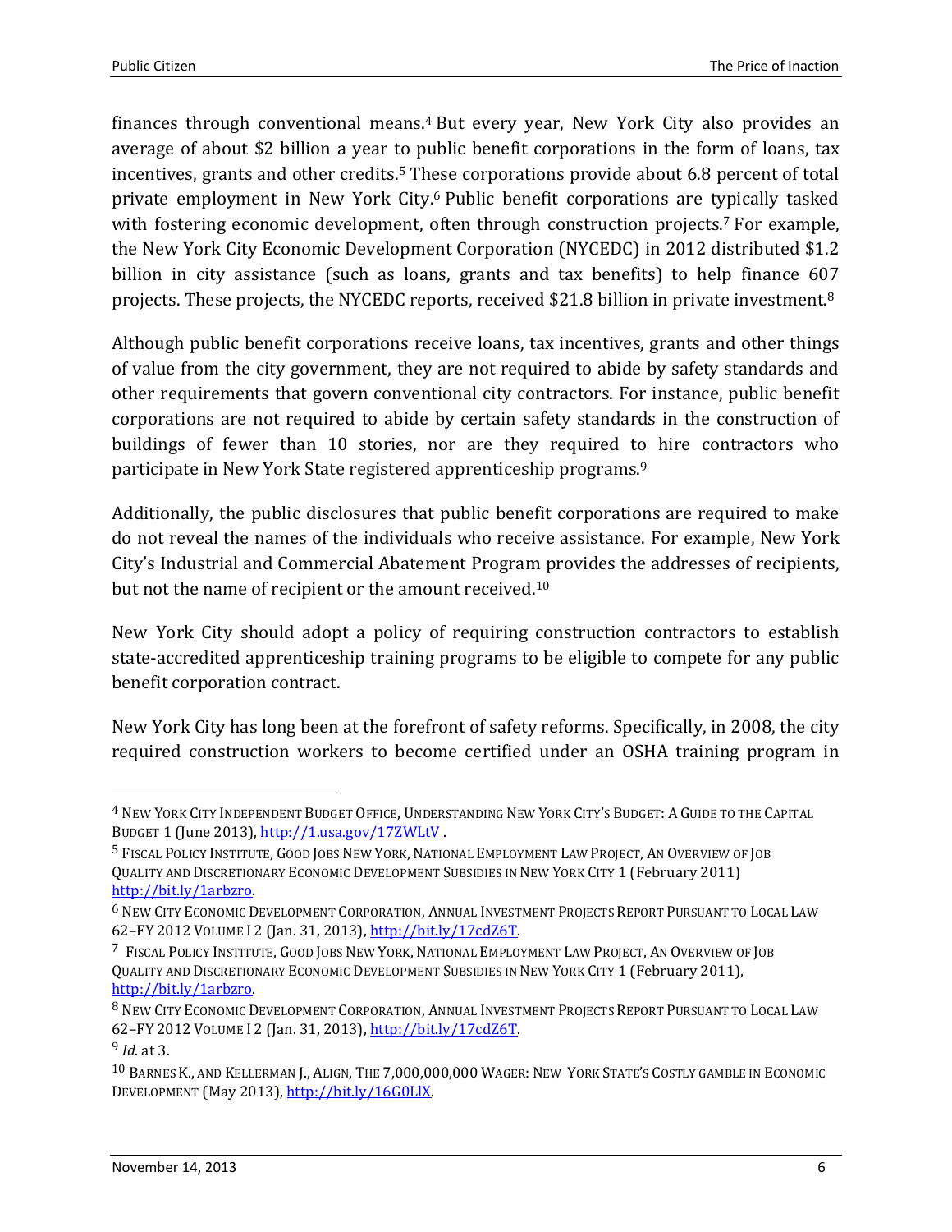finances through conventional means.[4] But every year, New York City also provides an average of about $2 billion a year to public benefit corporations in the form of loans, tax incentives, grants and other credits.[5] These corporations provide about 6.8 percent of total private employment in New York City.[6] Public benefit corporations are typically tasked with fostering economic development, often through construction projects.[7] For example, the New York City Economic Development Corporation (NYCEDC) in 2012 distributed $1.2 billion in city assistance (such as loans, grants and tax benefits) to help finance 607 projects. These projects, the NYCEDC reports, received $21.8 billion in private investment.[8]

Although public benefit corporations receive loans, tax incentives, grants and other things of value from the city government, they are not required to abide by safety standards and other requirements that govern conventional city contractors. For instance, public benefit corporations are not required to abide by certain safety standards in the construction of buildings of fewer than 10 stories, nor are they required to hire contractors who participate in New York State registered apprenticeship programs.[9]

Additionally, the public disclosures that public benefit corporations are required to make do not reveal the names of the individuals who receive assistance. For example, New York City's Industrial and Commercial Abatement Program provides the addresses of recipients, but not the name of recipient or the amount received.[10]

New York City should adopt a policy of requiring construction contractors to establish state-accredited apprenticeship training programs to be eligible to compete for any public benefit corporation contract.

New York City has long been at the forefront of safety reforms. Specifically, in 2008, the city required construction workers to become certified under an OSHA training program in

---

[4] New York City Independent Budget Office, Understanding New York City's Budget: A Guide to the Capital Budget 1 (June 2013), http://1.usa.gov/17ZWLtV .

[5] Fiscal Policy Institute, Good Jobs New York, National Employment Law Project, An Overview of Job Quality and Discretionary Economic Development Subsidies in New York City 1 (February 2011) http://bit.ly/1arbzro.

[6] New City Economic Development Corporation, Annual Investment Projects Report Pursuant to Local Law 62–FY 2012 Volume I 2 (Jan. 31, 2013), http://bit.ly/17cdZ6T.

[7] Fiscal Policy Institute, Good Jobs New York, National Employment Law Project, An Overview of Job Quality and Discretionary Economic Development Subsidies in New York City 1 (February 2011), http://bit.ly/1arbzro.

[8] New City Economic Development Corporation, Annual Investment Projects Report Pursuant to Local Law 62–FY 2012 Volume I 2 (Jan. 31, 2013), http://bit.ly/17cdZ6T.

[9] *Id.* at 3.

[10] Barnes K., and Kellerman J., Align, The 7,000,000,000 Wager: New York State's Costly gamble in Economic Development (May 2013), http://bit.ly/16G0LlX.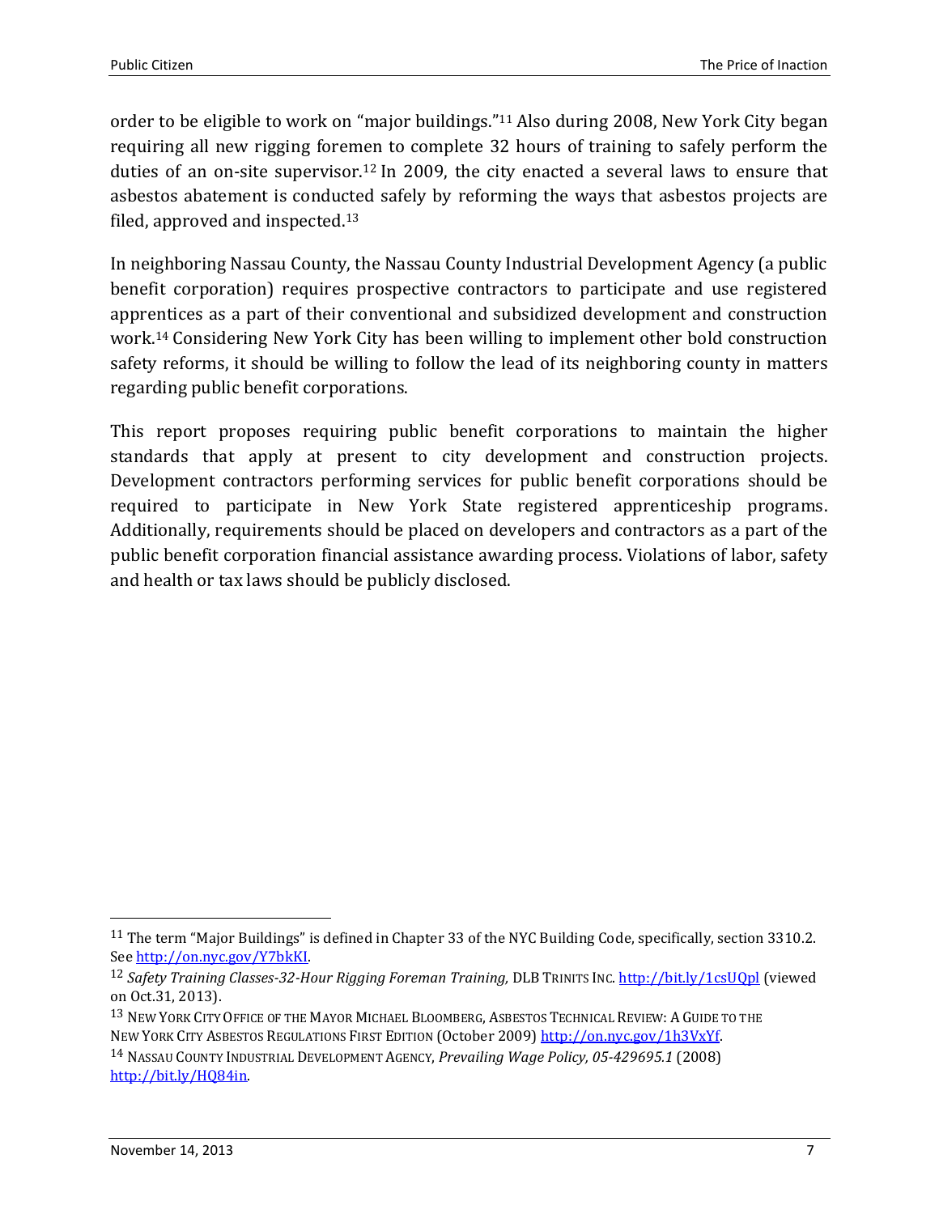order to be eligible to work on "major buildings."[11] Also during 2008, New York City began requiring all new rigging foremen to complete 32 hours of training to safely perform the duties of an on-site supervisor.[12] In 2009, the city enacted a several laws to ensure that asbestos abatement is conducted safely by reforming the ways that asbestos projects are filed, approved and inspected.[13]

In neighboring Nassau County, the Nassau County Industrial Development Agency (a public benefit corporation) requires prospective contractors to participate and use registered apprentices as a part of their conventional and subsidized development and construction work.[14] Considering New York City has been willing to implement other bold construction safety reforms, it should be willing to follow the lead of its neighboring county in matters regarding public benefit corporations.

This report proposes requiring public benefit corporations to maintain the higher standards that apply at present to city development and construction projects. Development contractors performing services for public benefit corporations should be required to participate in New York State registered apprenticeship programs. Additionally, requirements should be placed on developers and contractors as a part of the public benefit corporation financial assistance awarding process. Violations of labor, safety and health or tax laws should be publicly disclosed.

---

[11] The term "Major Buildings" is defined in Chapter 33 of the NYC Building Code, specifically, section 3310.2. See http://on.nyc.gov/Y7bkKI.

[12] *Safety Training Classes-32-Hour Rigging Foreman Training,* DLB TRINITS INC. http://bit.ly/1csUQpl (viewed on Oct.31, 2013).

[13] NEW YORK CITY OFFICE OF THE MAYOR MICHAEL BLOOMBERG, ASBESTOS TECHNICAL REVIEW: A GUIDE TO THE NEW YORK CITY ASBESTOS REGULATIONS FIRST EDITION (October 2009) http://on.nyc.gov/1h3VxYf.

[14] NASSAU COUNTY INDUSTRIAL DEVELOPMENT AGENCY, *Prevailing Wage Policy, 05-429695.1* (2008) http://bit.ly/HQ84in.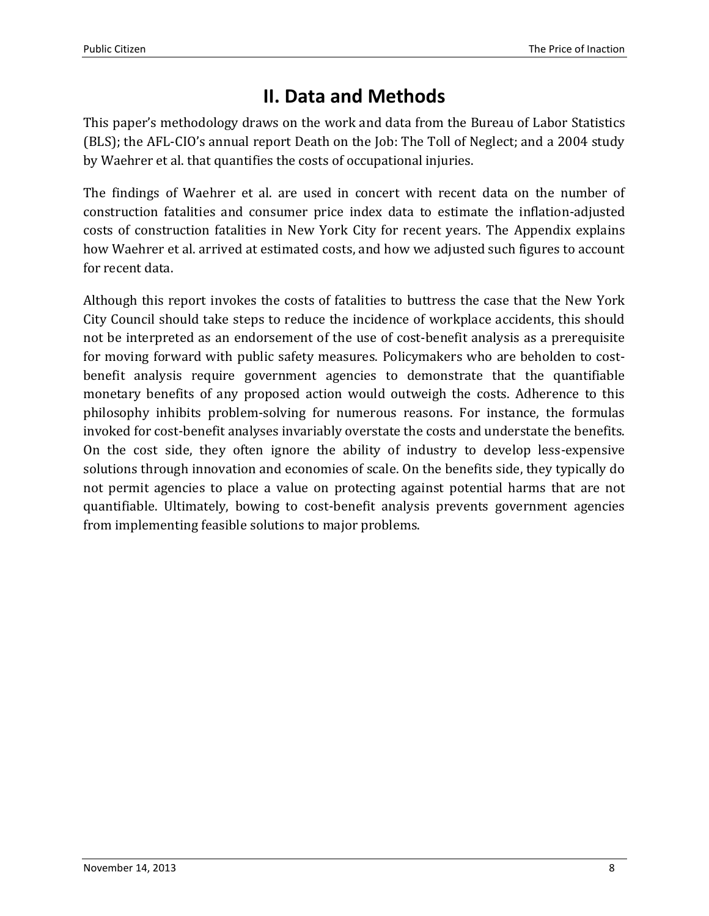## II. Data and Methods

This paper's methodology draws on the work and data from the Bureau of Labor Statistics (BLS); the AFL-CIO's annual report Death on the Job: The Toll of Neglect; and a 2004 study by Waehrer et al. that quantifies the costs of occupational injuries.

The findings of Waehrer et al. are used in concert with recent data on the number of construction fatalities and consumer price index data to estimate the inflation-adjusted costs of construction fatalities in New York City for recent years. The Appendix explains how Waehrer et al. arrived at estimated costs, and how we adjusted such figures to account for recent data.

Although this report invokes the costs of fatalities to buttress the case that the New York City Council should take steps to reduce the incidence of workplace accidents, this should not be interpreted as an endorsement of the use of cost-benefit analysis as a prerequisite for moving forward with public safety measures. Policymakers who are beholden to cost-benefit analysis require government agencies to demonstrate that the quantifiable monetary benefits of any proposed action would outweigh the costs. Adherence to this philosophy inhibits problem-solving for numerous reasons. For instance, the formulas invoked for cost-benefit analyses invariably overstate the costs and understate the benefits. On the cost side, they often ignore the ability of industry to develop less-expensive solutions through innovation and economies of scale. On the benefits side, they typically do not permit agencies to place a value on protecting against potential harms that are not quantifiable. Ultimately, bowing to cost-benefit analysis prevents government agencies from implementing feasible solutions to major problems.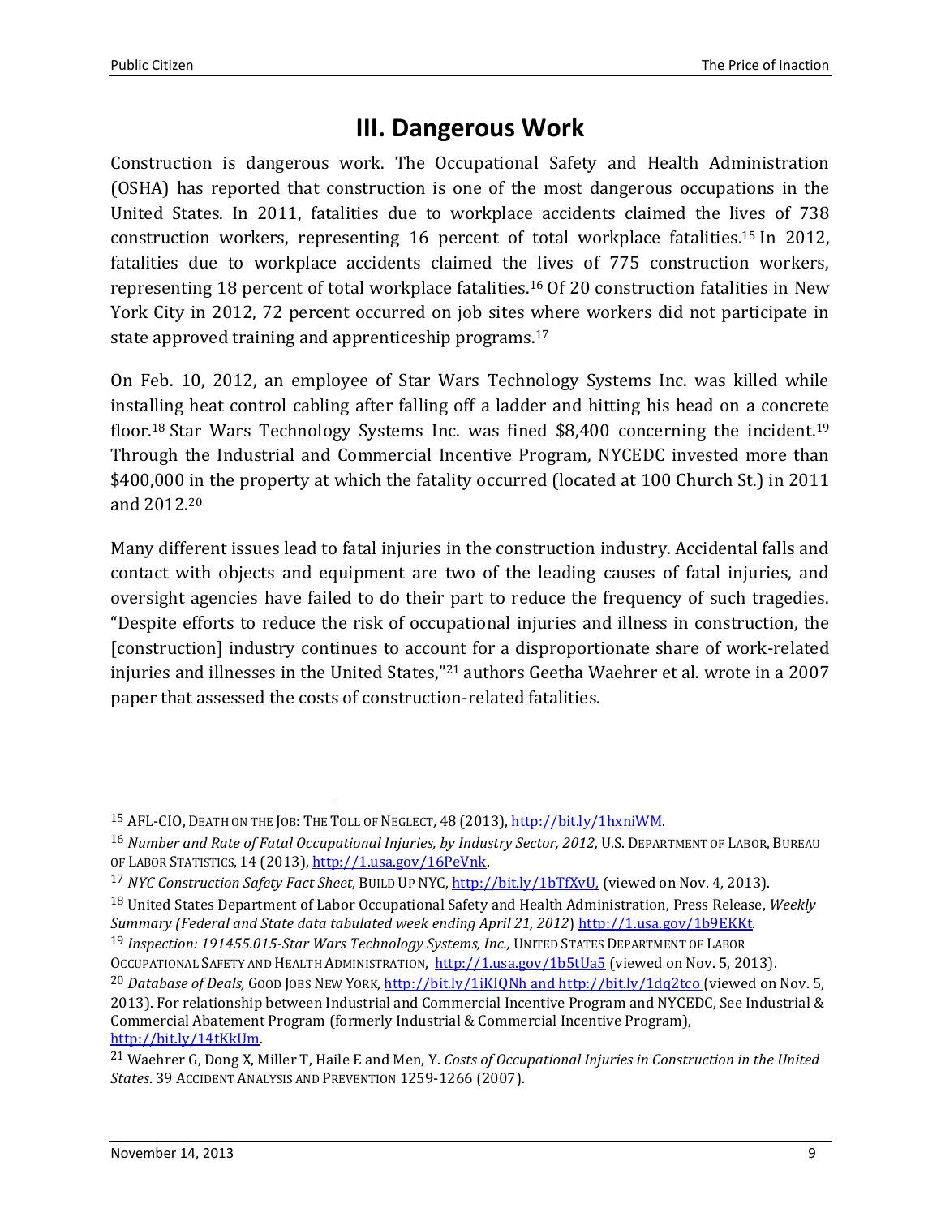# III. Dangerous Work

Construction is dangerous work. The Occupational Safety and Health Administration (OSHA) has reported that construction is one of the most dangerous occupations in the United States. In 2011, fatalities due to workplace accidents claimed the lives of 738 construction workers, representing 16 percent of total workplace fatalities.[15] In 2012, fatalities due to workplace accidents claimed the lives of 775 construction workers, representing 18 percent of total workplace fatalities.[16] Of 20 construction fatalities in New York City in 2012, 72 percent occurred on job sites where workers did not participate in state approved training and apprenticeship programs.[17]

On Feb. 10, 2012, an employee of Star Wars Technology Systems Inc. was killed while installing heat control cabling after falling off a ladder and hitting his head on a concrete floor.[18] Star Wars Technology Systems Inc. was fined $8,400 concerning the incident.[19] Through the Industrial and Commercial Incentive Program, NYCEDC invested more than $400,000 in the property at which the fatality occurred (located at 100 Church St.) in 2011 and 2012.[20]

Many different issues lead to fatal injuries in the construction industry. Accidental falls and contact with objects and equipment are two of the leading causes of fatal injuries, and oversight agencies have failed to do their part to reduce the frequency of such tragedies. "Despite efforts to reduce the risk of occupational injuries and illness in construction, the [construction] industry continues to account for a disproportionate share of work-related injuries and illnesses in the United States,"[21] authors Geetha Waehrer et al. wrote in a 2007 paper that assessed the costs of construction-related fatalities.

---

[15] AFL-CIO, DEATH ON THE JOB: THE TOLL OF NEGLECT, 48 (2013), http://bit.ly/1hxniWM.

[16] *Number and Rate of Fatal Occupational Injuries, by Industry Sector, 2012,* U.S. DEPARTMENT OF LABOR, BUREAU OF LABOR STATISTICS, 14 (2013), http://1.usa.gov/16PeVnk.

[17] *NYC Construction Safety Fact Sheet*, BUILD UP NYC, http://bit.ly/1bTfXvU, (viewed on Nov. 4, 2013).

[18] United States Department of Labor Occupational Safety and Health Administration, Press Release, *Weekly Summary (Federal and State data tabulated week ending April 21, 2012*) http://1.usa.gov/1b9EKKt.

[19] *Inspection: 191455.015-Star Wars Technology Systems, Inc.,* UNITED STATES DEPARTMENT OF LABOR OCCUPATIONAL SAFETY AND HEALTH ADMINISTRATION, http://1.usa.gov/1b5tUa5 (viewed on Nov. 5, 2013).

[20] *Database of Deals,* GOOD JOBS NEW YORK, http://bit.ly/1iKIQNh and http://bit.ly/1dq2tco (viewed on Nov. 5, 2013). For relationship between Industrial and Commercial Incentive Program and NYCEDC, See Industrial & Commercial Abatement Program (formerly Industrial & Commercial Incentive Program), http://bit.ly/14tKkUm.

[21] Waehrer G, Dong X, Miller T, Haile E and Men, Y. *Costs of Occupational Injuries in Construction in the United States*. 39 ACCIDENT ANALYSIS AND PREVENTION 1259-1266 (2007).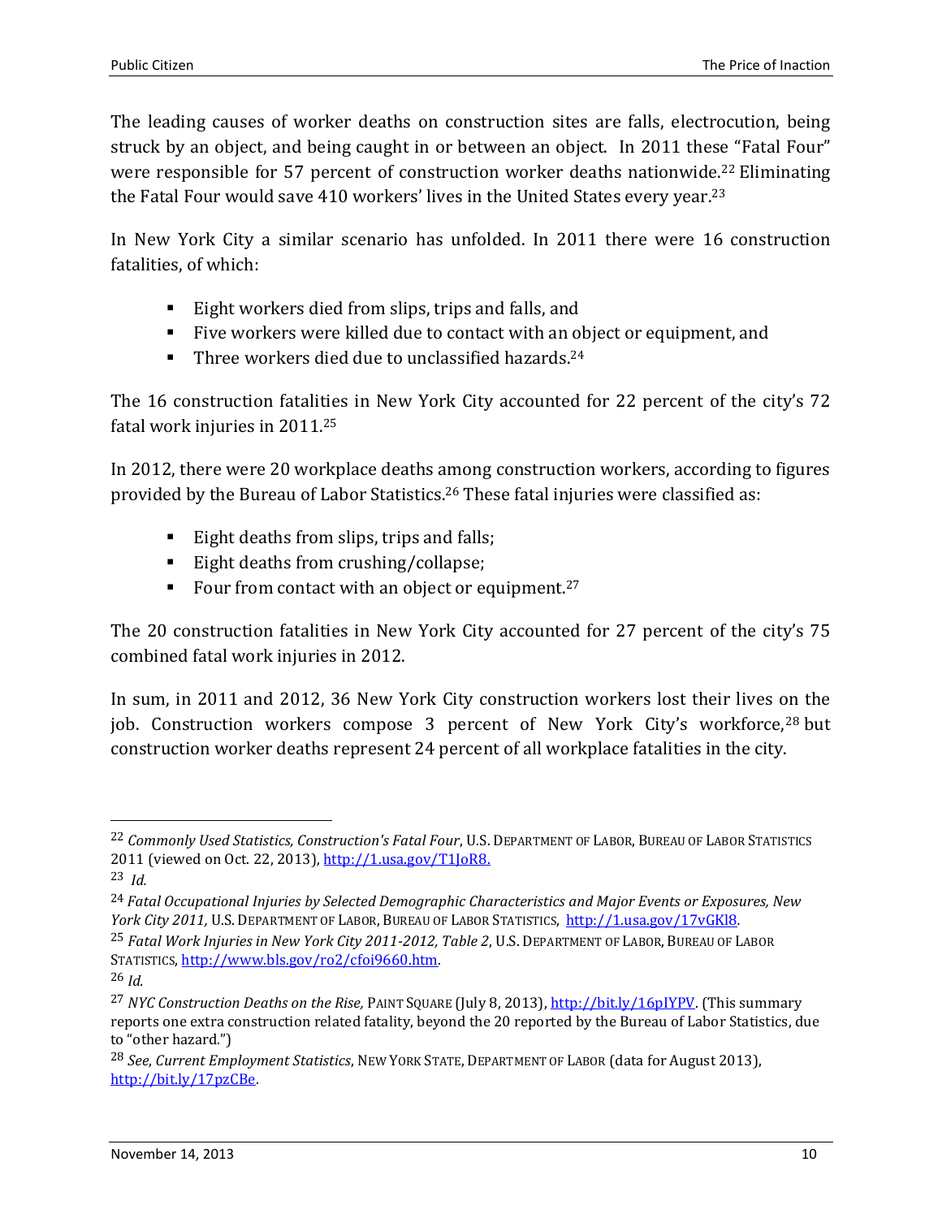The leading causes of worker deaths on construction sites are falls, electrocution, being struck by an object, and being caught in or between an object. In 2011 these "Fatal Four" were responsible for 57 percent of construction worker deaths nationwide.[22] Eliminating the Fatal Four would save 410 workers' lives in the United States every year.[23]

In New York City a similar scenario has unfolded. In 2011 there were 16 construction fatalities, of which:

- Eight workers died from slips, trips and falls, and
- Five workers were killed due to contact with an object or equipment, and
- Three workers died due to unclassified hazards.[24]

The 16 construction fatalities in New York City accounted for 22 percent of the city's 72 fatal work injuries in 2011.[25]

In 2012, there were 20 workplace deaths among construction workers, according to figures provided by the Bureau of Labor Statistics.[26] These fatal injuries were classified as:

- Eight deaths from slips, trips and falls;
- Eight deaths from crushing/collapse;
- Four from contact with an object or equipment.[27]

The 20 construction fatalities in New York City accounted for 27 percent of the city's 75 combined fatal work injuries in 2012.

In sum, in 2011 and 2012, 36 New York City construction workers lost their lives on the job. Construction workers compose 3 percent of New York City's workforce,[28] but construction worker deaths represent 24 percent of all workplace fatalities in the city.

---

[22] *Commonly Used Statistics, Construction's Fatal Four*, U.S. DEPARTMENT OF LABOR, BUREAU OF LABOR STATISTICS 2011 (viewed on Oct. 22, 2013), http://1.usa.gov/T1JoR8.

[23] *Id.*

[24] *Fatal Occupational Injuries by Selected Demographic Characteristics and Major Events or Exposures, New York City 2011,* U.S. DEPARTMENT OF LABOR, BUREAU OF LABOR STATISTICS, http://1.usa.gov/17vGKl8.

[25] *Fatal Work Injuries in New York City 2011-2012, Table 2*, U.S. DEPARTMENT OF LABOR, BUREAU OF LABOR STATISTICS, http://www.bls.gov/ro2/cfoi9660.htm.

[26] *Id.*

[27] *NYC Construction Deaths on the Rise,* PAINT SQUARE (July 8, 2013), http://bit.ly/16pIYPV. (This summary reports one extra construction related fatality, beyond the 20 reported by the Bureau of Labor Statistics, due to "other hazard.")

[28] *See*, *Current Employment Statistics*, NEW YORK STATE, DEPARTMENT OF LABOR (data for August 2013), http://bit.ly/17pzCBe.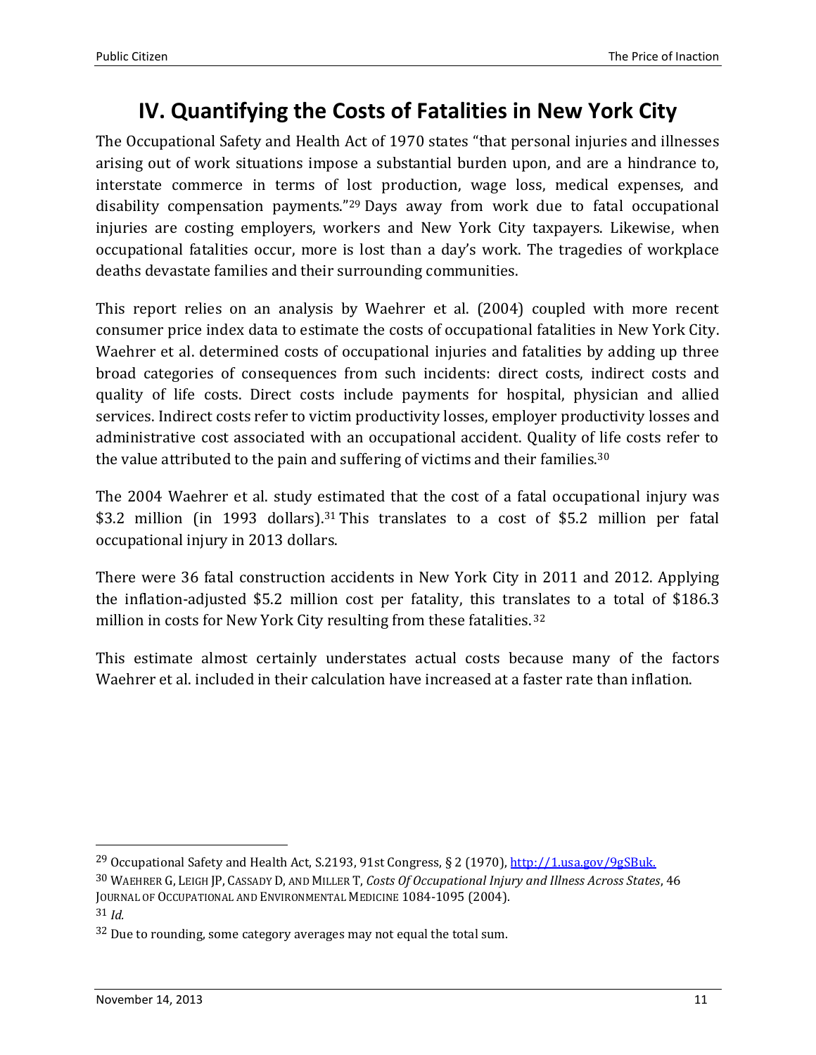# IV. Quantifying the Costs of Fatalities in New York City

The Occupational Safety and Health Act of 1970 states "that personal injuries and illnesses arising out of work situations impose a substantial burden upon, and are a hindrance to, interstate commerce in terms of lost production, wage loss, medical expenses, and disability compensation payments."[29] Days away from work due to fatal occupational injuries are costing employers, workers and New York City taxpayers. Likewise, when occupational fatalities occur, more is lost than a day's work. The tragedies of workplace deaths devastate families and their surrounding communities.

This report relies on an analysis by Waehrer et al. (2004) coupled with more recent consumer price index data to estimate the costs of occupational fatalities in New York City. Waehrer et al. determined costs of occupational injuries and fatalities by adding up three broad categories of consequences from such incidents: direct costs, indirect costs and quality of life costs. Direct costs include payments for hospital, physician and allied services. Indirect costs refer to victim productivity losses, employer productivity losses and administrative cost associated with an occupational accident. Quality of life costs refer to the value attributed to the pain and suffering of victims and their families.[30]

The 2004 Waehrer et al. study estimated that the cost of a fatal occupational injury was $3.2 million (in 1993 dollars).[31] This translates to a cost of $5.2 million per fatal occupational injury in 2013 dollars.

There were 36 fatal construction accidents in New York City in 2011 and 2012. Applying the inflation-adjusted $5.2 million cost per fatality, this translates to a total of $186.3 million in costs for New York City resulting from these fatalities.[32]

This estimate almost certainly understates actual costs because many of the factors Waehrer et al. included in their calculation have increased at a faster rate than inflation.

---

[29] Occupational Safety and Health Act, S.2193, 91st Congress, § 2 (1970), http://1.usa.gov/9gSBuk.

[30] WAEHRER G, LEIGH JP, CASSADY D, AND MILLER T, *Costs Of Occupational Injury and Illness Across States*, 46 JOURNAL OF OCCUPATIONAL AND ENVIRONMENTAL MEDICINE 1084-1095 (2004).

[31] *Id.*

[32] Due to rounding, some category averages may not equal the total sum.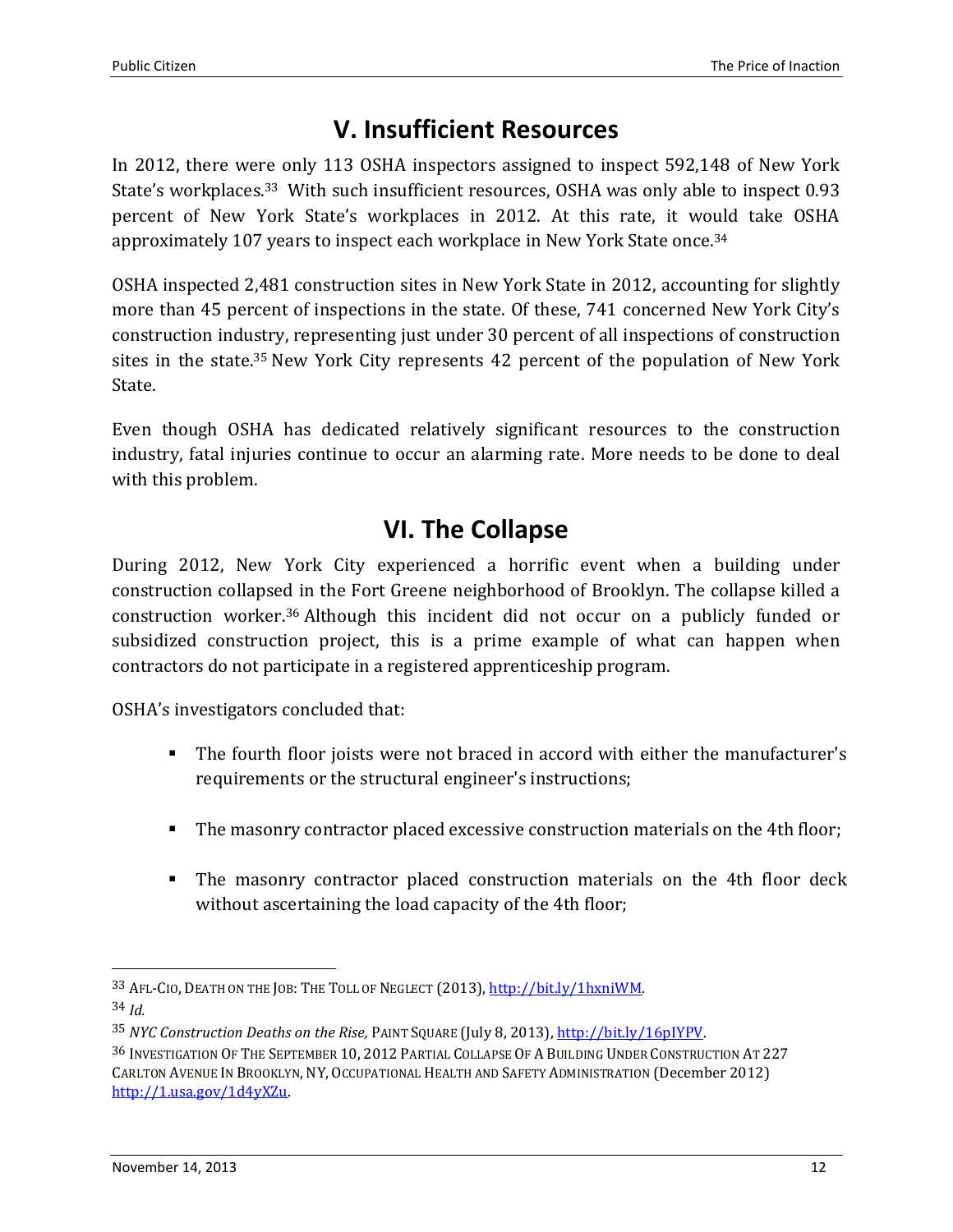## V. Insufficient Resources

In 2012, there were only 113 OSHA inspectors assigned to inspect 592,148 of New York State's workplaces.[33] With such insufficient resources, OSHA was only able to inspect 0.93 percent of New York State's workplaces in 2012. At this rate, it would take OSHA approximately 107 years to inspect each workplace in New York State once.[34]

OSHA inspected 2,481 construction sites in New York State in 2012, accounting for slightly more than 45 percent of inspections in the state. Of these, 741 concerned New York City's construction industry, representing just under 30 percent of all inspections of construction sites in the state.[35] New York City represents 42 percent of the population of New York State.

Even though OSHA has dedicated relatively significant resources to the construction industry, fatal injuries continue to occur an alarming rate. More needs to be done to deal with this problem.

## VI. The Collapse

During 2012, New York City experienced a horrific event when a building under construction collapsed in the Fort Greene neighborhood of Brooklyn. The collapse killed a construction worker.[36] Although this incident did not occur on a publicly funded or subsidized construction project, this is a prime example of what can happen when contractors do not participate in a registered apprenticeship program.

OSHA's investigators concluded that:

- The fourth floor joists were not braced in accord with either the manufacturer's requirements or the structural engineer's instructions;
- The masonry contractor placed excessive construction materials on the 4th floor;
- The masonry contractor placed construction materials on the 4th floor deck without ascertaining the load capacity of the 4th floor;

---

[33] AFL-CIO, DEATH ON THE JOB: THE TOLL OF NEGLECT (2013), http://bit.ly/1hxniWM.

[34] *Id.*

[35] *NYC Construction Deaths on the Rise,* PAINT SQUARE (July 8, 2013), http://bit.ly/16pIYPV.

[36] INVESTIGATION OF THE SEPTEMBER 10, 2012 PARTIAL COLLAPSE OF A BUILDING UNDER CONSTRUCTION AT 227 CARLTON AVENUE IN BROOKLYN, NY, OCCUPATIONAL HEALTH AND SAFETY ADMINISTRATION (December 2012) http://1.usa.gov/1d4yXZu.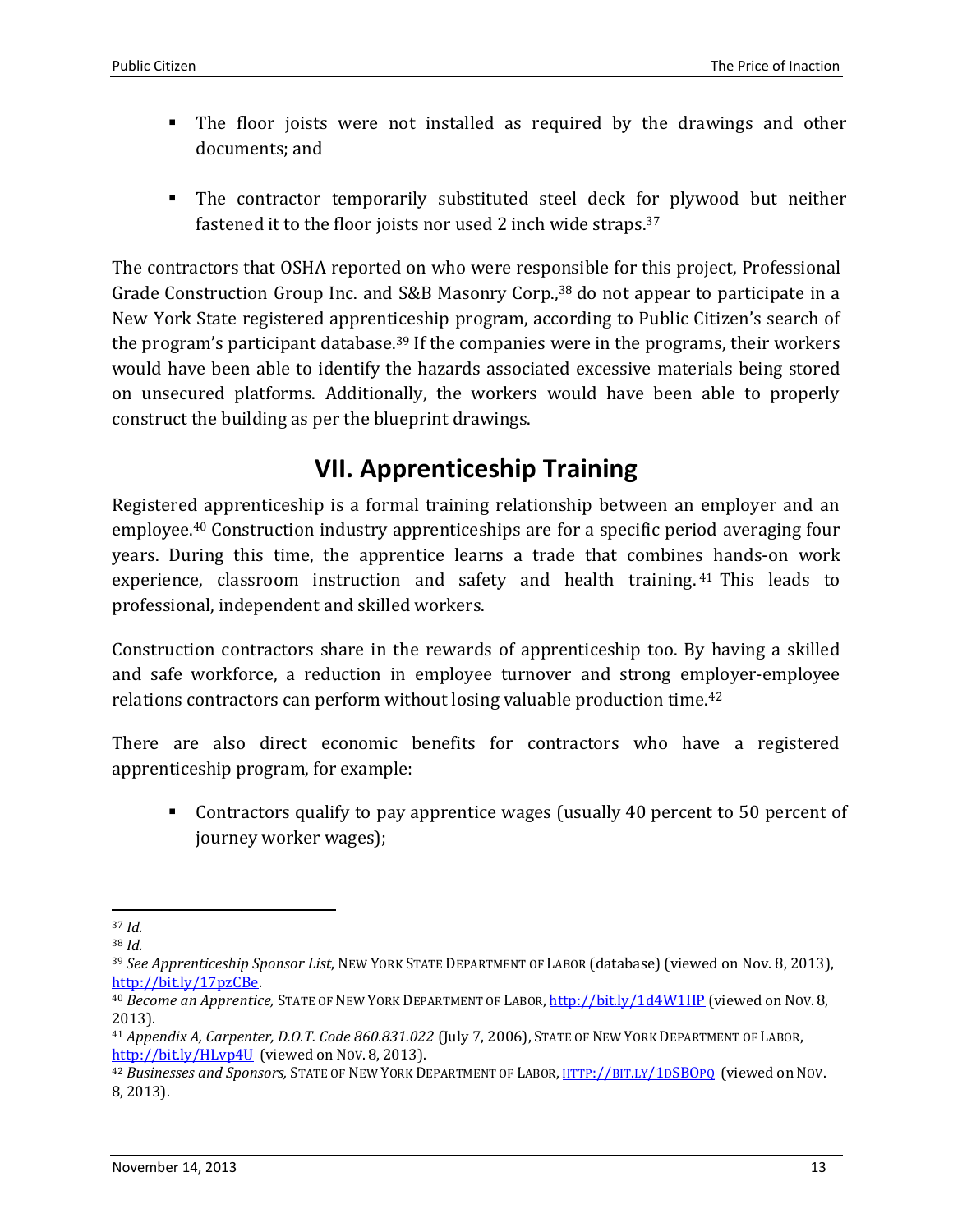- The floor joists were not installed as required by the drawings and other documents; and

- The contractor temporarily substituted steel deck for plywood but neither fastened it to the floor joists nor used 2 inch wide straps.[37]

The contractors that OSHA reported on who were responsible for this project, Professional Grade Construction Group Inc. and S&B Masonry Corp.,[38] do not appear to participate in a New York State registered apprenticeship program, according to Public Citizen's search of the program's participant database.[39] If the companies were in the programs, their workers would have been able to identify the hazards associated excessive materials being stored on unsecured platforms. Additionally, the workers would have been able to properly construct the building as per the blueprint drawings.

## VII. Apprenticeship Training

Registered apprenticeship is a formal training relationship between an employer and an employee.[40] Construction industry apprenticeships are for a specific period averaging four years. During this time, the apprentice learns a trade that combines hands-on work experience, classroom instruction and safety and health training.[41] This leads to professional, independent and skilled workers.

Construction contractors share in the rewards of apprenticeship too. By having a skilled and safe workforce, a reduction in employee turnover and strong employer-employee relations contractors can perform without losing valuable production time.[42]

There are also direct economic benefits for contractors who have a registered apprenticeship program, for example:

- Contractors qualify to pay apprentice wages (usually 40 percent to 50 percent of journey worker wages);

---

[37] *Id.*

[38] *Id.*

[39] *See Apprenticeship Sponsor List*, NEW YORK STATE DEPARTMENT OF LABOR (database) (viewed on Nov. 8, 2013), http://bit.ly/17pzCBe.

[40] *Become an Apprentice,* STATE OF NEW YORK DEPARTMENT OF LABOR, http://bit.ly/1d4W1HP (viewed on NOV. 8, 2013).

[41] *Appendix A, Carpenter, D.O.T. Code 860.831.022* (July 7, 2006), STATE OF NEW YORK DEPARTMENT OF LABOR, http://bit.ly/HLvp4U (viewed on NOV. 8, 2013).

[42] *Businesses and Sponsors,* STATE OF NEW YORK DEPARTMENT OF LABOR, HTTP://BIT.LY/1DSBOPQ (viewed on NOV. 8, 2013).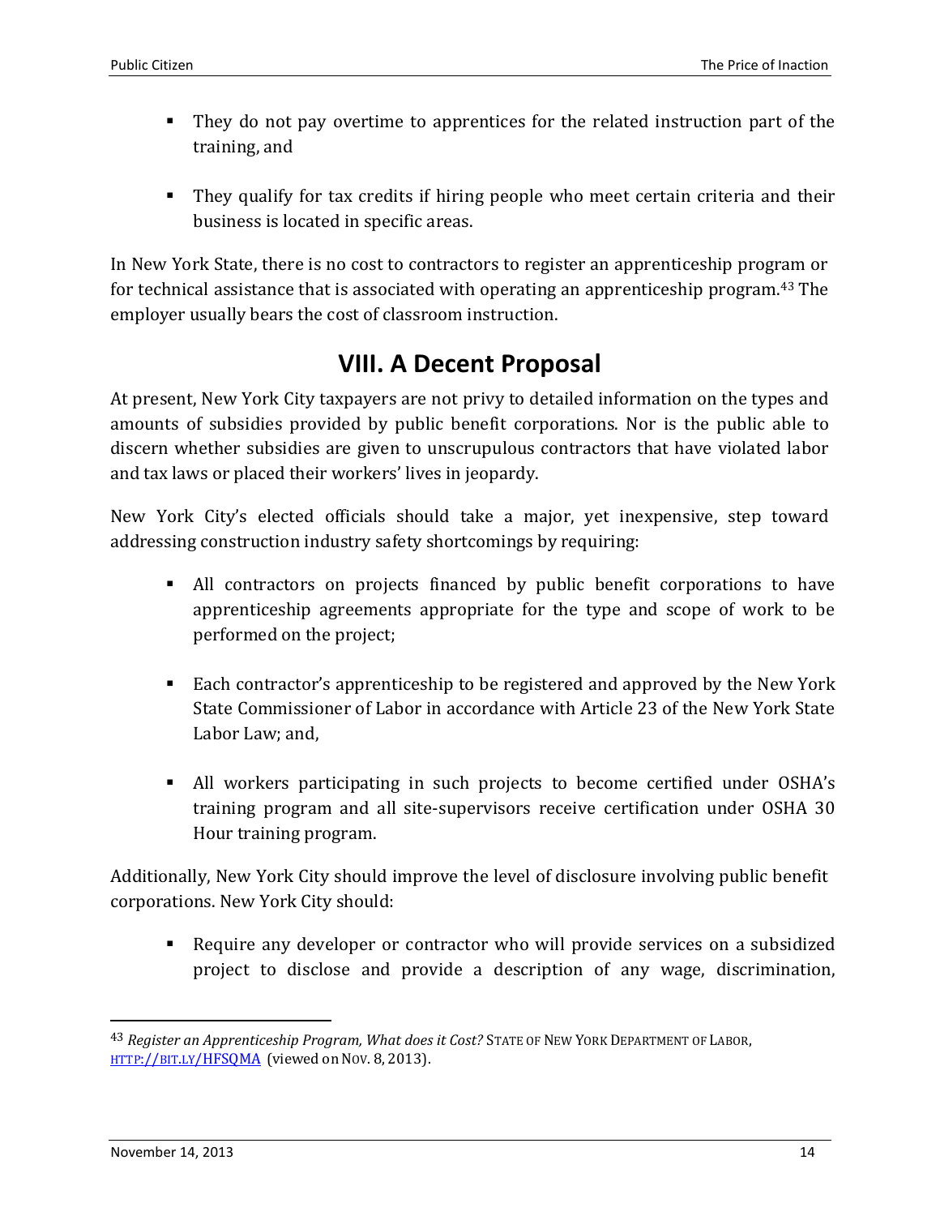- They do not pay overtime to apprentices for the related instruction part of the training, and

- They qualify for tax credits if hiring people who meet certain criteria and their business is located in specific areas.

In New York State, there is no cost to contractors to register an apprenticeship program or for technical assistance that is associated with operating an apprenticeship program.[43] The employer usually bears the cost of classroom instruction.

# VIII. A Decent Proposal

At present, New York City taxpayers are not privy to detailed information on the types and amounts of subsidies provided by public benefit corporations. Nor is the public able to discern whether subsidies are given to unscrupulous contractors that have violated labor and tax laws or placed their workers' lives in jeopardy.

New York City's elected officials should take a major, yet inexpensive, step toward addressing construction industry safety shortcomings by requiring:

- All contractors on projects financed by public benefit corporations to have apprenticeship agreements appropriate for the type and scope of work to be performed on the project;

- Each contractor's apprenticeship to be registered and approved by the New York State Commissioner of Labor in accordance with Article 23 of the New York State Labor Law; and,

- All workers participating in such projects to become certified under OSHA's training program and all site-supervisors receive certification under OSHA 30 Hour training program.

Additionally, New York City should improve the level of disclosure involving public benefit corporations. New York City should:

- Require any developer or contractor who will provide services on a subsidized project to disclose and provide a description of any wage, discrimination,

---

[43] *Register an Apprenticeship Program, What does it Cost?* STATE OF NEW YORK DEPARTMENT OF LABOR, HTTP://BIT.LY/HFSQMA (viewed on NOV. 8, 2013).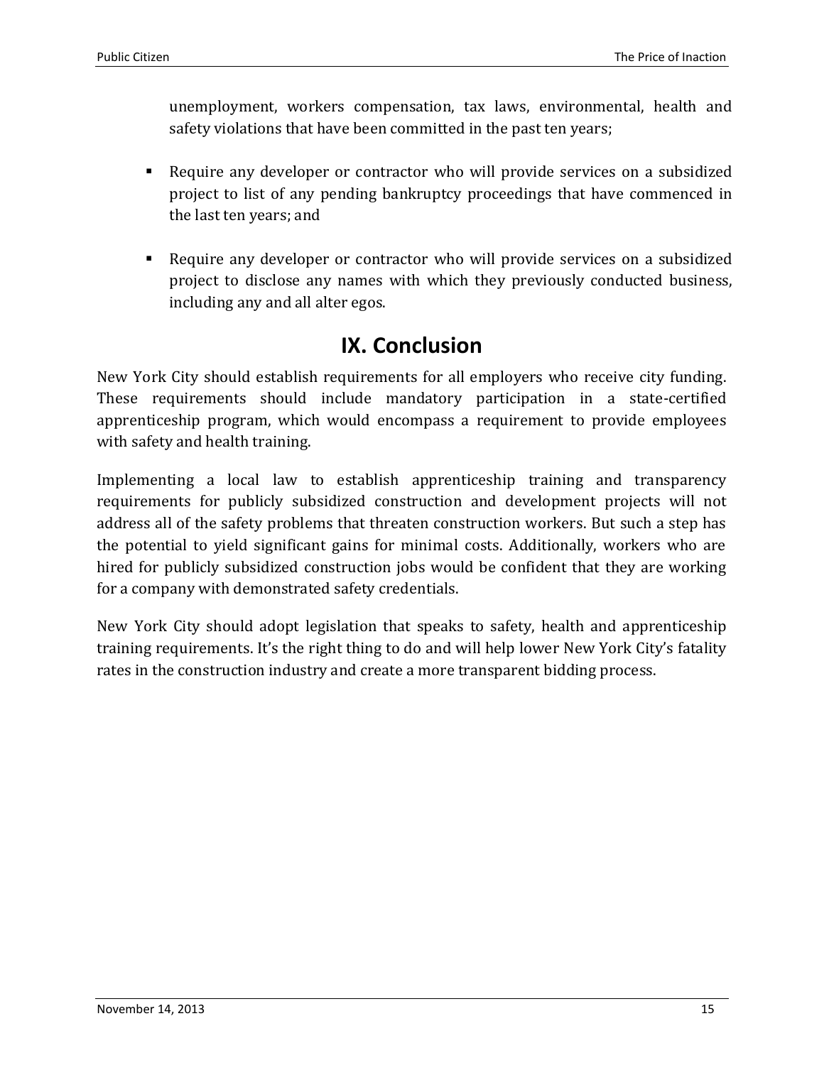unemployment, workers compensation, tax laws, environmental, health and safety violations that have been committed in the past ten years;

- Require any developer or contractor who will provide services on a subsidized project to list of any pending bankruptcy proceedings that have commenced in the last ten years; and

- Require any developer or contractor who will provide services on a subsidized project to disclose any names with which they previously conducted business, including any and all alter egos.

# IX. Conclusion

New York City should establish requirements for all employers who receive city funding. These requirements should include mandatory participation in a state-certified apprenticeship program, which would encompass a requirement to provide employees with safety and health training.

Implementing a local law to establish apprenticeship training and transparency requirements for publicly subsidized construction and development projects will not address all of the safety problems that threaten construction workers. But such a step has the potential to yield significant gains for minimal costs. Additionally, workers who are hired for publicly subsidized construction jobs would be confident that they are working for a company with demonstrated safety credentials.

New York City should adopt legislation that speaks to safety, health and apprenticeship training requirements. It's the right thing to do and will help lower New York City's fatality rates in the construction industry and create a more transparent bidding process.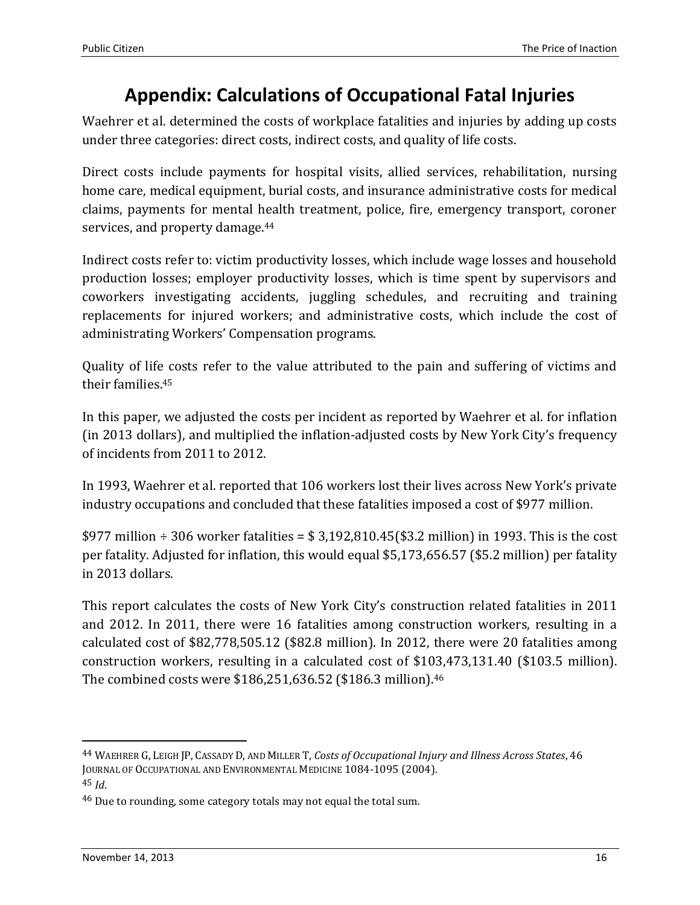# Appendix: Calculations of Occupational Fatal Injuries

Waehrer et al. determined the costs of workplace fatalities and injuries by adding up costs under three categories: direct costs, indirect costs, and quality of life costs.

Direct costs include payments for hospital visits, allied services, rehabilitation, nursing home care, medical equipment, burial costs, and insurance administrative costs for medical claims, payments for mental health treatment, police, fire, emergency transport, coroner services, and property damage.[44]

Indirect costs refer to: victim productivity losses, which include wage losses and household production losses; employer productivity losses, which is time spent by supervisors and coworkers investigating accidents, juggling schedules, and recruiting and training replacements for injured workers; and administrative costs, which include the cost of administrating Workers' Compensation programs.

Quality of life costs refer to the value attributed to the pain and suffering of victims and their families.[45]

In this paper, we adjusted the costs per incident as reported by Waehrer et al. for inflation (in 2013 dollars), and multiplied the inflation-adjusted costs by New York City's frequency of incidents from 2011 to 2012.

In 1993, Waehrer et al. reported that 106 workers lost their lives across New York's private industry occupations and concluded that these fatalities imposed a cost of $977 million.

$977 million ÷ 306 worker fatalities = $ 3,192,810.45($3.2 million) in 1993. This is the cost per fatality. Adjusted for inflation, this would equal $5,173,656.57 ($5.2 million) per fatality in 2013 dollars.

This report calculates the costs of New York City's construction related fatalities in 2011 and 2012. In 2011, there were 16 fatalities among construction workers, resulting in a calculated cost of $82,778,505.12 ($82.8 million). In 2012, there were 20 fatalities among construction workers, resulting in a calculated cost of $103,473,131.40 ($103.5 million). The combined costs were $186,251,636.52 ($186.3 million).[46]

---

[44] WAEHRER G, LEIGH JP, CASSADY D, AND MILLER T, *Costs of Occupational Injury and Illness Across States*, 46 JOURNAL OF OCCUPATIONAL AND ENVIRONMENTAL MEDICINE 1084-1095 (2004).

[45] *Id*.

[46] Due to rounding, some category totals may not equal the total sum.